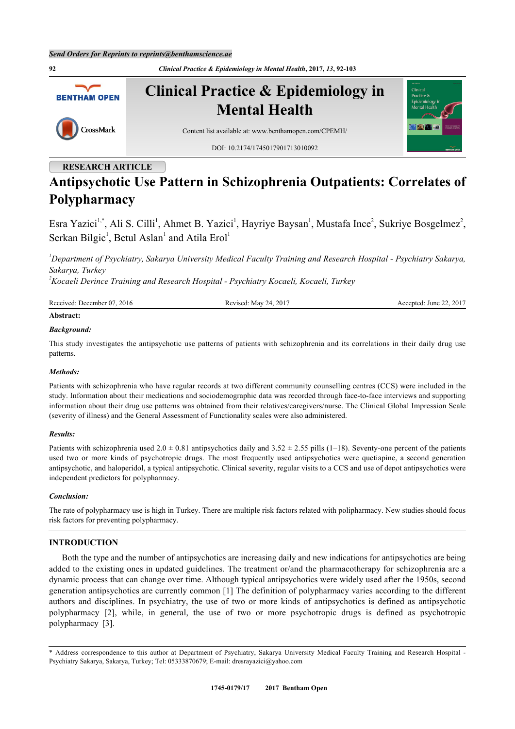RESEARCH ARTICLE

# Antipsychotic Use Pattern in Schizophrenia Outpatients: Correlates of Polypharmacy

Esra Yazici[1,*], Ali S. Cilli[1], Ahmet B. Yazici[1], Hayriye Baysan[1], Mustafa Ince[2], Sukriye Bosgelmez[2], Serkan Bilgic[1], Betul Aslan[1] and Atila Erol[1]

[1]*Department of Psychiatry, Sakarya University Medical Faculty Training and Research Hospital - Psychiatry Sakarya, Sakarya, Turkey*
[2]*Kocaeli Derince Training and Research Hospital - Psychiatry Kocaeli, Kocaeli, Turkey*

Received: December 07, 2016 | Revised: May 24, 2017 | Accepted: June 22, 2017

**Abstract:**

***Background:***

This study investigates the antipsychotic use patterns of patients with schizophrenia and its correlations in their daily drug use patterns.

***Methods:***

Patients with schizophrenia who have regular records at two different community counselling centres (CCS) were included in the study. Information about their medications and sociodemographic data was recorded through face-to-face interviews and supporting information about their drug use patterns was obtained from their relatives/caregivers/nurse. The Clinical Global Impression Scale (severity of illness) and the General Assessment of Functionality scales were also administered.

***Results:***

Patients with schizophrenia used 2.0 ± 0.81 antipsychotics daily and 3.52 ± 2.55 pills (1–18). Seventy-one percent of the patients used two or more kinds of psychotropic drugs. The most frequently used antipsychotics were quetiapine, a second generation antipsychotic, and haloperidol, a typical antipsychotic. Clinical severity, regular visits to a CCS and use of depot antipsychotics were independent predictors for polypharmacy.

***Conclusion:***

The rate of polypharmacy use is high in Turkey. There are multiple risk factors related with polipharmacy. New studies should focus risk factors for preventing polypharmacy.

## INTRODUCTION

Both the type and the number of antipsychotics are increasing daily and new indications for antipsychotics are being added to the existing ones in updated guidelines. The treatment or/and the pharmacotherapy for schizophrenia are a dynamic process that can change over time. Although typical antipsychotics were widely used after the 1950s, second generation antipsychotics are currently common [1] The definition of polypharmacy varies according to the different authors and disciplines. In psychiatry, the use of two or more kinds of antipsychotics is defined as antipsychotic polypharmacy [2], while, in general, the use of two or more psychotropic drugs is defined as psychotropic polypharmacy [3].

\* Address correspondence to this author at Department of Psychiatry, Sakarya University Medical Faculty Training and Research Hospital - Psychiatry Sakarya, Sakarya, Turkey; Tel: 05333870679; E-mail: dresrayazici@yahoo.com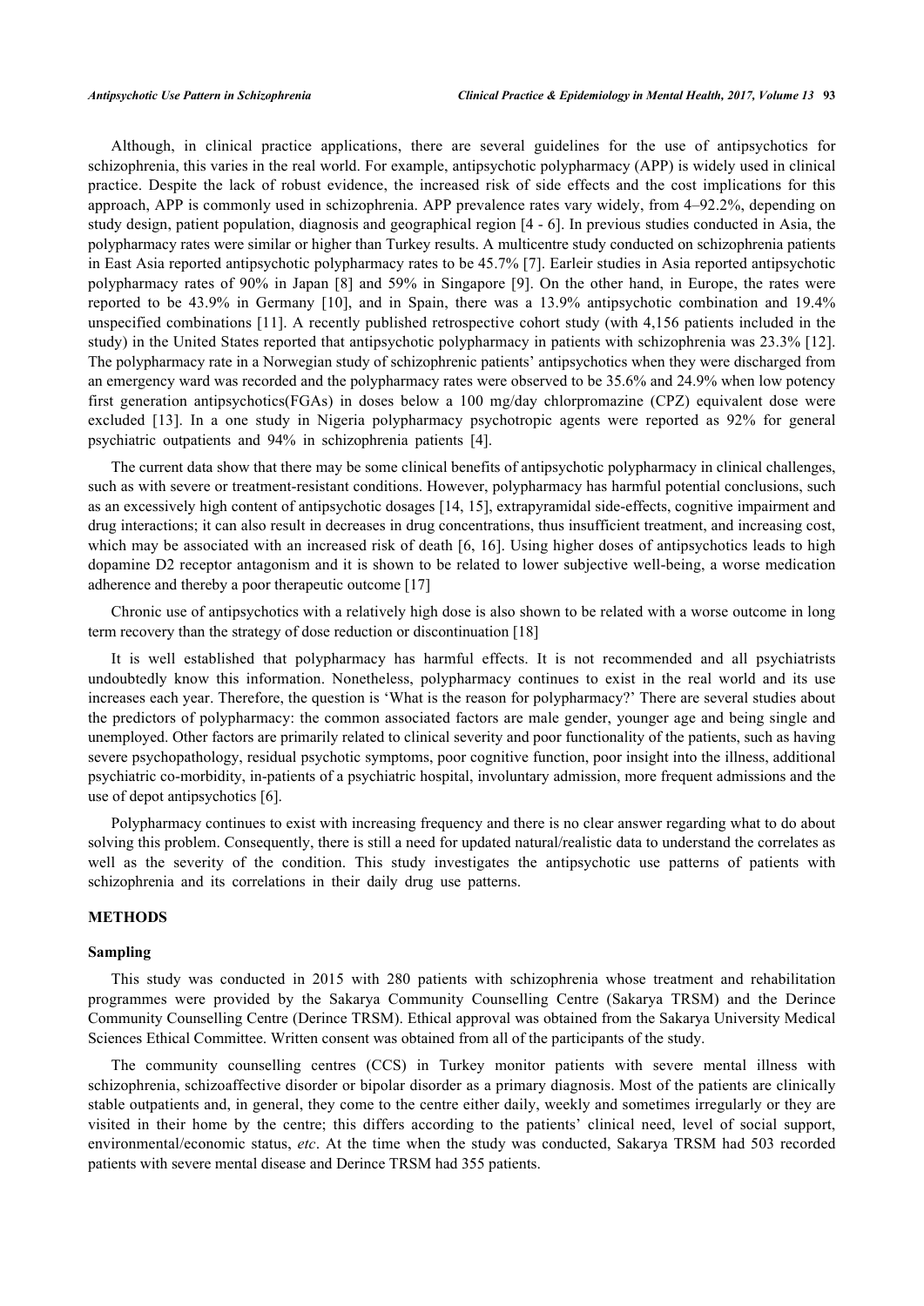Although, in clinical practice applications, there are several guidelines for the use of antipsychotics for schizophrenia, this varies in the real world. For example, antipsychotic polypharmacy (APP) is widely used in clinical practice. Despite the lack of robust evidence, the increased risk of side effects and the cost implications for this approach, APP is commonly used in schizophrenia. APP prevalence rates vary widely, from 4–92.2%, depending on study design, patient population, diagnosis and geographical region [4 - 6]. In previous studies conducted in Asia, the polypharmacy rates were similar or higher than Turkey results. A multicentre study conducted on schizophrenia patients in East Asia reported antipsychotic polypharmacy rates to be 45.7% [7]. Earleir studies in Asia reported antipsychotic polypharmacy rates of 90% in Japan [8] and 59% in Singapore [9]. On the other hand, in Europe, the rates were reported to be 43.9% in Germany [10], and in Spain, there was a 13.9% antipsychotic combination and 19.4% unspecified combinations [11]. A recently published retrospective cohort study (with 4,156 patients included in the study) in the United States reported that antipsychotic polypharmacy in patients with schizophrenia was 23.3% [12]. The polypharmacy rate in a Norwegian study of schizophrenic patients' antipsychotics when they were discharged from an emergency ward was recorded and the polypharmacy rates were observed to be 35.6% and 24.9% when low potency first generation antipsychotics(FGAs) in doses below a 100 mg/day chlorpromazine (CPZ) equivalent dose were excluded [13]. In a one study in Nigeria polypharmacy psychotropic agents were reported as 92% for general psychiatric outpatients and 94% in schizophrenia patients [4].

The current data show that there may be some clinical benefits of antipsychotic polypharmacy in clinical challenges, such as with severe or treatment-resistant conditions. However, polypharmacy has harmful potential conclusions, such as an excessively high content of antipsychotic dosages [14, 15], extrapyramidal side-effects, cognitive impairment and drug interactions; it can also result in decreases in drug concentrations, thus insufficient treatment, and increasing cost, which may be associated with an increased risk of death [6, 16]. Using higher doses of antipsychotics leads to high dopamine D2 receptor antagonism and it is shown to be related to lower subjective well-being, a worse medication adherence and thereby a poor therapeutic outcome [17]

Chronic use of antipsychotics with a relatively high dose is also shown to be related with a worse outcome in long term recovery than the strategy of dose reduction or discontinuation [18]

It is well established that polypharmacy has harmful effects. It is not recommended and all psychiatrists undoubtedly know this information. Nonetheless, polypharmacy continues to exist in the real world and its use increases each year. Therefore, the question is 'What is the reason for polypharmacy?' There are several studies about the predictors of polypharmacy: the common associated factors are male gender, younger age and being single and unemployed. Other factors are primarily related to clinical severity and poor functionality of the patients, such as having severe psychopathology, residual psychotic symptoms, poor cognitive function, poor insight into the illness, additional psychiatric co-morbidity, in-patients of a psychiatric hospital, involuntary admission, more frequent admissions and the use of depot antipsychotics [6].

Polypharmacy continues to exist with increasing frequency and there is no clear answer regarding what to do about solving this problem. Consequently, there is still a need for updated natural/realistic data to understand the correlates as well as the severity of the condition. This study investigates the antipsychotic use patterns of patients with schizophrenia and its correlations in their daily drug use patterns.

## METHODS

### Sampling

This study was conducted in 2015 with 280 patients with schizophrenia whose treatment and rehabilitation programmes were provided by the Sakarya Community Counselling Centre (Sakarya TRSM) and the Derince Community Counselling Centre (Derince TRSM). Ethical approval was obtained from the Sakarya University Medical Sciences Ethical Committee. Written consent was obtained from all of the participants of the study.

The community counselling centres (CCS) in Turkey monitor patients with severe mental illness with schizophrenia, schizoaffective disorder or bipolar disorder as a primary diagnosis. Most of the patients are clinically stable outpatients and, in general, they come to the centre either daily, weekly and sometimes irregularly or they are visited in their home by the centre; this differs according to the patients' clinical need, level of social support, environmental/economic status, *etc*. At the time when the study was conducted, Sakarya TRSM had 503 recorded patients with severe mental disease and Derince TRSM had 355 patients.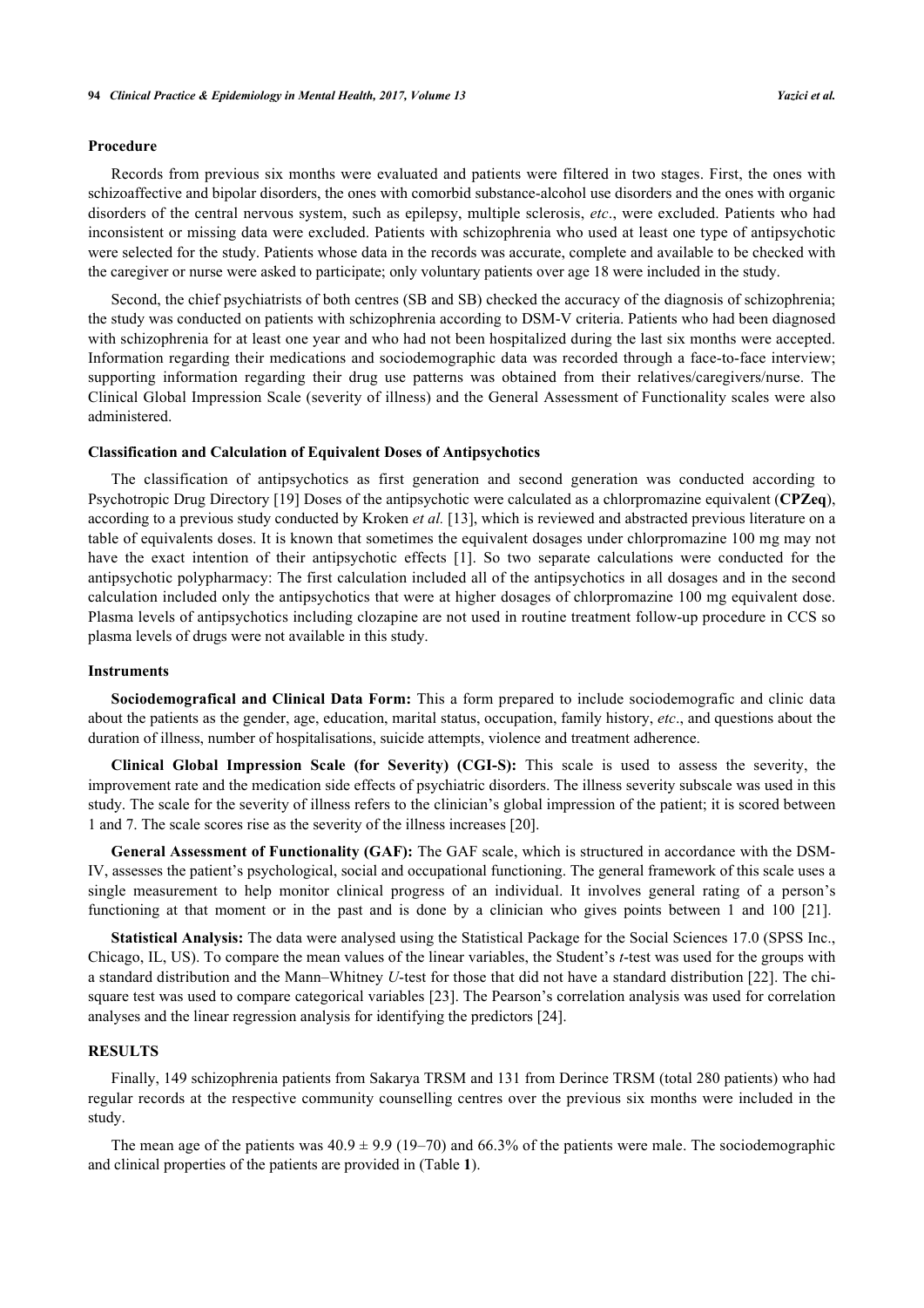### Procedure

Records from previous six months were evaluated and patients were filtered in two stages. First, the ones with schizoaffective and bipolar disorders, the ones with comorbid substance-alcohol use disorders and the ones with organic disorders of the central nervous system, such as epilepsy, multiple sclerosis, *etc*., were excluded. Patients who had inconsistent or missing data were excluded. Patients with schizophrenia who used at least one type of antipsychotic were selected for the study. Patients whose data in the records was accurate, complete and available to be checked with the caregiver or nurse were asked to participate; only voluntary patients over age 18 were included in the study.

Second, the chief psychiatrists of both centres (SB and SB) checked the accuracy of the diagnosis of schizophrenia; the study was conducted on patients with schizophrenia according to DSM-V criteria. Patients who had been diagnosed with schizophrenia for at least one year and who had not been hospitalized during the last six months were accepted. Information regarding their medications and sociodemographic data was recorded through a face-to-face interview; supporting information regarding their drug use patterns was obtained from their relatives/caregivers/nurse. The Clinical Global Impression Scale (severity of illness) and the General Assessment of Functionality scales were also administered.

### Classification and Calculation of Equivalent Doses of Antipsychotics

The classification of antipsychotics as first generation and second generation was conducted according to Psychotropic Drug Directory [19] Doses of the antipsychotic were calculated as a chlorpromazine equivalent (**CPZeq**), according to a previous study conducted by Kroken *et al.* [13], which is reviewed and abstracted previous literature on a table of equivalents doses. It is known that sometimes the equivalent dosages under chlorpromazine 100 mg may not have the exact intention of their antipsychotic effects [1]. So two separate calculations were conducted for the antipsychotic polypharmacy: The first calculation included all of the antipsychotics in all dosages and in the second calculation included only the antipsychotics that were at higher dosages of chlorpromazine 100 mg equivalent dose. Plasma levels of antipsychotics including clozapine are not used in routine treatment follow-up procedure in CCS so plasma levels of drugs were not available in this study.

### Instruments

**Sociodemografical and Clinical Data Form:** This a form prepared to include sociodemografic and clinic data about the patients as the gender, age, education, marital status, occupation, family history, *etc*., and questions about the duration of illness, number of hospitalisations, suicide attempts, violence and treatment adherence.

**Clinical Global Impression Scale (for Severity) (CGI-S):** This scale is used to assess the severity, the improvement rate and the medication side effects of psychiatric disorders. The illness severity subscale was used in this study. The scale for the severity of illness refers to the clinician's global impression of the patient; it is scored between 1 and 7. The scale scores rise as the severity of the illness increases [20].

**General Assessment of Functionality (GAF):** The GAF scale, which is structured in accordance with the DSM-IV, assesses the patient's psychological, social and occupational functioning. The general framework of this scale uses a single measurement to help monitor clinical progress of an individual. It involves general rating of a person's functioning at that moment or in the past and is done by a clinician who gives points between 1 and 100 [21].

**Statistical Analysis:** The data were analysed using the Statistical Package for the Social Sciences 17.0 (SPSS Inc., Chicago, IL, US). To compare the mean values of the linear variables, the Student's *t*-test was used for the groups with a standard distribution and the Mann–Whitney *U*-test for those that did not have a standard distribution [22]. The chi-square test was used to compare categorical variables [23]. The Pearson's correlation analysis was used for correlation analyses and the linear regression analysis for identifying the predictors [24].

## RESULTS

Finally, 149 schizophrenia patients from Sakarya TRSM and 131 from Derince TRSM (total 280 patients) who had regular records at the respective community counselling centres over the previous six months were included in the study.

The mean age of the patients was 40.9 ± 9.9 (19–70) and 66.3% of the patients were male. The sociodemographic and clinical properties of the patients are provided in (Table **1**).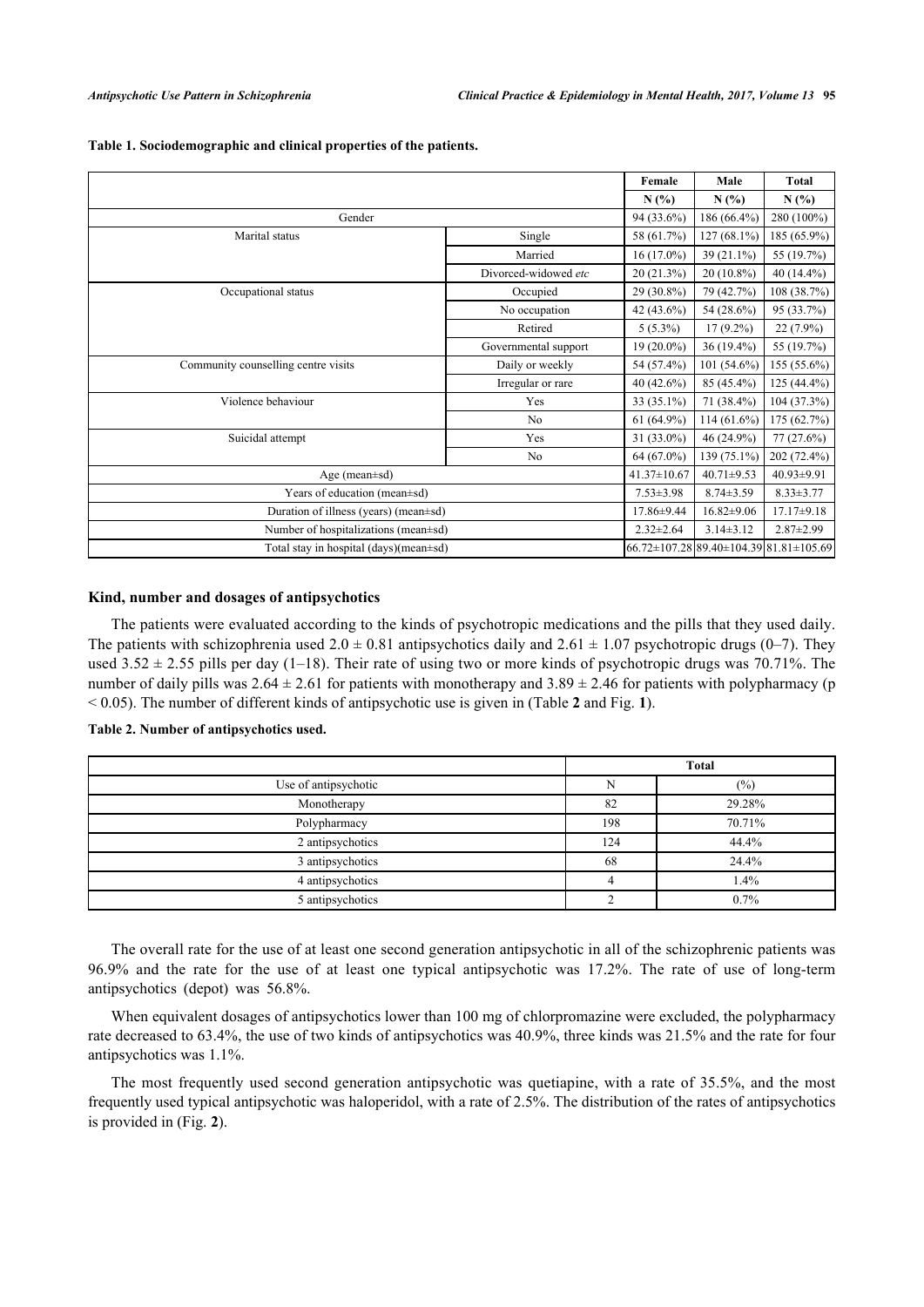**Table 1. Sociodemographic and clinical properties of the patients.**

| | | Female | Male | Total |
|---|---|---|---|---|
| | | N (%) | N (%) | N (%) |
| Gender | | 94 (33.6%) | 186 (66.4%) | 280 (100%) |
| Marital status | Single | 58 (61.7%) | 127 (68.1%) | 185 (65.9%) |
| | Married | 16 (17.0%) | 39 (21.1%) | 55 (19.7%) |
| | Divorced-widowed *etc* | 20 (21.3%) | 20 (10.8%) | 40 (14.4%) |
| Occupational status | Occupied | 29 (30.8%) | 79 (42.7%) | 108 (38.7%) |
| | No occupation | 42 (43.6%) | 54 (28.6%) | 95 (33.7%) |
| | Retired | 5 (5.3%) | 17 (9.2%) | 22 (7.9%) |
| | Governmental support | 19 (20.0%) | 36 (19.4%) | 55 (19.7%) |
| Community counselling centre visits | Daily or weekly | 54 (57.4%) | 101 (54.6%) | 155 (55.6%) |
| | Irregular or rare | 40 (42.6%) | 85 (45.4%) | 125 (44.4%) |
| Violence behaviour | Yes | 33 (35.1%) | 71 (38.4%) | 104 (37.3%) |
| | No | 61 (64.9%) | 114 (61.6%) | 175 (62.7%) |
| Suicidal attempt | Yes | 31 (33.0%) | 46 (24.9%) | 77 (27.6%) |
| | No | 64 (67.0%) | 139 (75.1%) | 202 (72.4%) |
| Age (mean±sd) | | 41.37±10.67 | 40.71±9.53 | 40.93±9.91 |
| Years of education (mean±sd) | | 7.53±3.98 | 8.74±3.59 | 8.33±3.77 |
| Duration of illness (years) (mean±sd) | | 17.86±9.44 | 16.82±9.06 | 17.17±9.18 |
| Number of hospitalizations (mean±sd) | | 2.32±2.64 | 3.14±3.12 | 2.87±2.99 |
| Total stay in hospital (days)(mean±sd) | | 66.72±107.28 | 89.40±104.39 | 81.81±105.69 |

### Kind, number and dosages of antipsychotics

The patients were evaluated according to the kinds of psychotropic medications and the pills that they used daily. The patients with schizophrenia used $2.0 \pm 0.81$ antipsychotics daily and $2.61 \pm 1.07$ psychotropic drugs (0–7). They used $3.52 \pm 2.55$ pills per day (1–18). Their rate of using two or more kinds of psychotropic drugs was 70.71%. The number of daily pills was $2.64 \pm 2.61$ for patients with monotherapy and $3.89 \pm 2.46$ for patients with polypharmacy ($p < 0.05$). The number of different kinds of antipsychotic use is given in (Table **2** and Fig. **1**).

**Table 2. Number of antipsychotics used.**

| | Total | |
|---|---|---|
| Use of antipsychotic | N | (%) |
| Monotherapy | 82 | 29.28% |
| Polypharmacy | 198 | 70.71% |
| 2 antipsychotics | 124 | 44.4% |
| 3 antipsychotics | 68 | 24.4% |
| 4 antipsychotics | 4 | 1.4% |
| 5 antipsychotics | 2 | 0.7% |

The overall rate for the use of at least one second generation antipsychotic in all of the schizophrenic patients was 96.9% and the rate for the use of at least one typical antipsychotic was 17.2%. The rate of use of long-term antipsychotics (depot) was 56.8%.

When equivalent dosages of antipsychotics lower than 100 mg of chlorpromazine were excluded, the polypharmacy rate decreased to 63.4%, the use of two kinds of antipsychotics was 40.9%, three kinds was 21.5% and the rate for four antipsychotics was 1.1%.

The most frequently used second generation antipsychotic was quetiapine, with a rate of 35.5%, and the most frequently used typical antipsychotic was haloperidol, with a rate of 2.5%. The distribution of the rates of antipsychotics is provided in (Fig. **2**).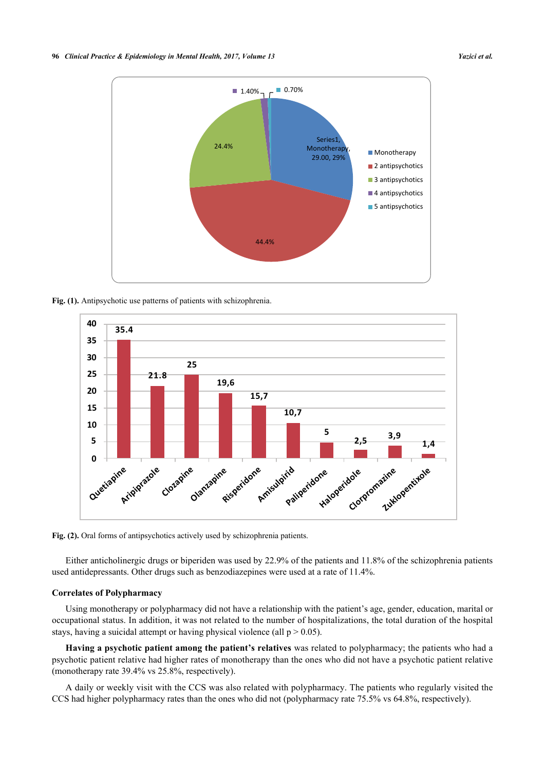Fig. (1). Antipsychotic use patterns of patients with schizophrenia.

Fig. (2). Oral forms of antipsychotics actively used by schizophrenia patients.

Either anticholinergic drugs or biperiden was used by 22.9% of the patients and 11.8% of the schizophrenia patients used antidepressants. Other drugs such as benzodiazepines were used at a rate of 11.4%.

### Correlates of Polypharmacy

Using monotherapy or polypharmacy did not have a relationship with the patient's age, gender, education, marital or occupational status. In addition, it was not related to the number of hospitalizations, the total duration of the hospital stays, having a suicidal attempt or having physical violence (all $p > 0.05$).

**Having a psychotic patient among the patient's relatives** was related to polypharmacy; the patients who had a psychotic patient relative had higher rates of monotherapy than the ones who did not have a psychotic patient relative (monotherapy rate 39.4% vs 25.8%, respectively).

A daily or weekly visit with the CCS was also related with polypharmacy. The patients who regularly visited the CCS had higher polypharmacy rates than the ones who did not (polypharmacy rate 75.5% vs 64.8%, respectively).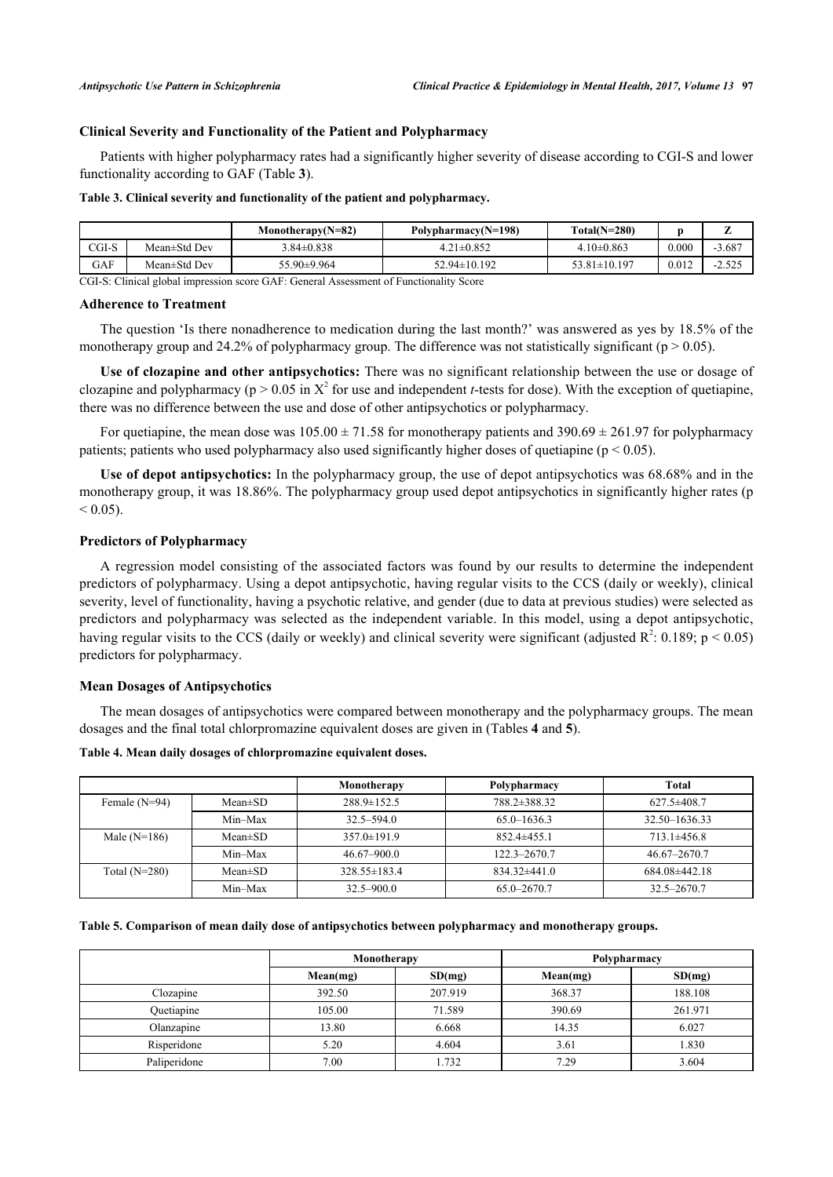### Clinical Severity and Functionality of the Patient and Polypharmacy

Patients with higher polypharmacy rates had a significantly higher severity of disease according to CGI-S and lower functionality according to GAF (Table **3**).

**Table 3. Clinical severity and functionality of the patient and polypharmacy.**

| | | Monotherapy(N=82) | Polypharmacy(N=198) | Total(N=280) | p | Z |
|---|---|---|---|---|---|---|
| CGI-S | Mean±Std Dev | 3.84±0.838 | 4.21±0.852 | 4.10±0.863 | 0.000 | -3.687 |
| GAF | Mean±Std Dev | 55.90±9.964 | 52.94±10.192 | 53.81±10.197 | 0.012 | -2.525 |

CGI-S: Clinical global impression score GAF: General Assessment of Functionality Score

### Adherence to Treatment

The question 'Is there nonadherence to medication during the last month?' was answered as yes by 18.5% of the monotherapy group and 24.2% of polypharmacy group. The difference was not statistically significant ($p > 0.05$).

**Use of clozapine and other antipsychotics:** There was no significant relationship between the use or dosage of clozapine and polypharmacy ($p > 0.05$ in $X^2$ for use and independent *t*-tests for dose). With the exception of quetiapine, there was no difference between the use and dose of other antipsychotics or polypharmacy.

For quetiapine, the mean dose was $105.00 \pm 71.58$ for monotherapy patients and $390.69 \pm 261.97$ for polypharmacy patients; patients who used polypharmacy also used significantly higher doses of quetiapine ($p < 0.05$).

**Use of depot antipsychotics:** In the polypharmacy group, the use of depot antipsychotics was 68.68% and in the monotherapy group, it was 18.86%. The polypharmacy group used depot antipsychotics in significantly higher rates ($p < 0.05$).

### Predictors of Polypharmacy

A regression model consisting of the associated factors was found by our results to determine the independent predictors of polypharmacy. Using a depot antipsychotic, having regular visits to the CCS (daily or weekly), clinical severity, level of functionality, having a psychotic relative, and gender (due to data at previous studies) were selected as predictors and polypharmacy was selected as the independent variable. In this model, using a depot antipsychotic, having regular visits to the CCS (daily or weekly) and clinical severity were significant (adjusted $R^2$: 0.189; $p < 0.05$) predictors for polypharmacy.

### Mean Dosages of Antipsychotics

The mean dosages of antipsychotics were compared between monotherapy and the polypharmacy groups. The mean dosages and the final total chlorpromazine equivalent doses are given in (Tables **4** and **5**).

**Table 4. Mean daily dosages of chlorpromazine equivalent doses.**

| | | Monotherapy | Polypharmacy | Total |
|---|---|---|---|---|
| Female (N=94) | Mean±SD | 288.9±152.5 | 788.2±388.32 | 627.5±408.7 |
| | Min–Max | 32.5–594.0 | 65.0–1636.3 | 32.50–1636.33 |
| Male (N=186) | Mean±SD | 357.0±191.9 | 852.4±455.1 | 713.1±456.8 |
| | Min–Max | 46.67–900.0 | 122.3–2670.7 | 46.67–2670.7 |
| Total (N=280) | Mean±SD | 328.55±183.4 | 834.32±441.0 | 684.08±442.18 |
| | Min–Max | 32.5–900.0 | 65.0–2670.7 | 32.5–2670.7 |

**Table 5. Comparison of mean daily dose of antipsychotics between polypharmacy and monotherapy groups.**

| | Monotherapy | | Polypharmacy | |
|---|---|---|---|---|
| | Mean(mg) | SD(mg) | Mean(mg) | SD(mg) |
| Clozapine | 392.50 | 207.919 | 368.37 | 188.108 |
| Quetiapine | 105.00 | 71.589 | 390.69 | 261.971 |
| Olanzapine | 13.80 | 6.668 | 14.35 | 6.027 |
| Risperidone | 5.20 | 4.604 | 3.61 | 1.830 |
| Paliperidone | 7.00 | 1.732 | 7.29 | 3.604 |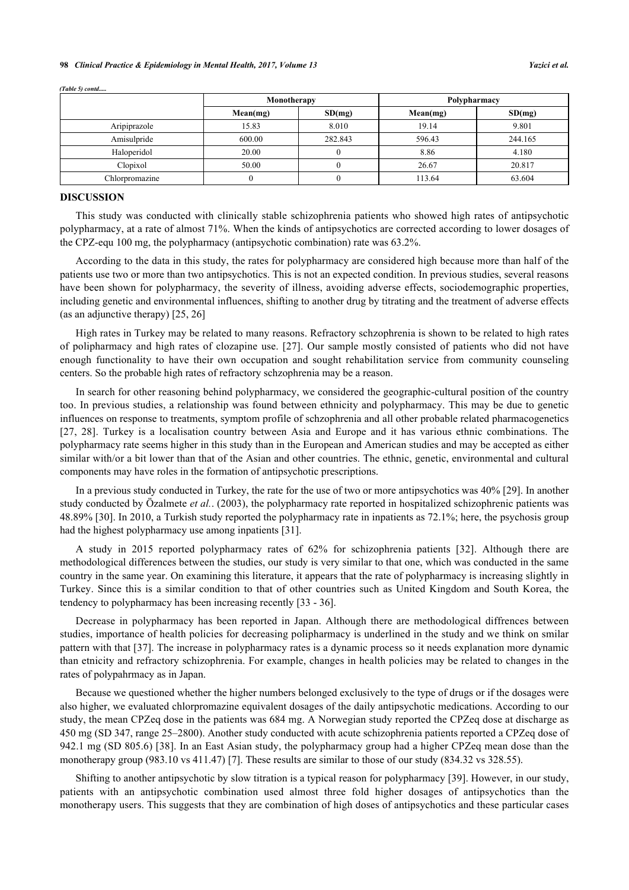*(Table 5) contd.....*

| | Monotherapy | | Polypharmacy | |
|---|---|---|---|---|
| | Mean(mg) | SD(mg) | Mean(mg) | SD(mg) |
| Aripiprazole | 15.83 | 8.010 | 19.14 | 9.801 |
| Amisulpride | 600.00 | 282.843 | 596.43 | 244.165 |
| Haloperidol | 20.00 | 0 | 8.86 | 4.180 |
| Clopixol | 50.00 | 0 | 26.67 | 20.817 |
| Chlorpromazine | 0 | 0 | 113.64 | 63.604 |

## DISCUSSION

This study was conducted with clinically stable schizophrenia patients who showed high rates of antipsychotic polypharmacy, at a rate of almost 71%. When the kinds of antipsychotics are corrected according to lower dosages of the CPZ-equ 100 mg, the polypharmacy (antipsychotic combination) rate was 63.2%.

According to the data in this study, the rates for polypharmacy are considered high because more than half of the patients use two or more than two antipsychotics. This is not an expected condition. In previous studies, several reasons have been shown for polypharmacy, the severity of illness, avoiding adverse effects, sociodemographic properties, including genetic and environmental influences, shifting to another drug by titrating and the treatment of adverse effects (as an adjunctive therapy) [25, 26]

High rates in Turkey may be related to many reasons. Refractory schzophrenia is shown to be related to high rates of polipharmacy and high rates of clozapine use. [27]. Our sample mostly consisted of patients who did not have enough functionality to have their own occupation and sought rehabilitation service from community counseling centers. So the probable high rates of refractory schzophrenia may be a reason.

In search for other reasoning behind polypharmacy, we considered the geographic-cultural position of the country too. In previous studies, a relationship was found between ethnicity and polypharmacy. This may be due to genetic influences on response to treatments, symptom profile of schzophrenia and all other probable related pharmacogenetics [27, 28]. Turkey is a localisation country between Asia and Europe and it has various ethnic combinations. The polypharmacy rate seems higher in this study than in the European and American studies and may be accepted as either similar with/or a bit lower than that of the Asian and other countries. The ethnic, genetic, environmental and cultural components may have roles in the formation of antipsychotic prescriptions.

In a previous study conducted in Turkey, the rate for the use of two or more antipsychotics was 40% [29]. In another study conducted by Özalmete *et al.*. (2003), the polypharmacy rate reported in hospitalized schizophrenic patients was 48.89% [30]. In 2010, a Turkish study reported the polypharmacy rate in inpatients as 72.1%; here, the psychosis group had the highest polypharmacy use among inpatients [31].

A study in 2015 reported polypharmacy rates of 62% for schizophrenia patients [32]. Although there are methodological differences between the studies, our study is very similar to that one, which was conducted in the same country in the same year. On examining this literature, it appears that the rate of polypharmacy is increasing slightly in Turkey. Since this is a similar condition to that of other countries such as United Kingdom and South Korea, the tendency to polypharmacy has been increasing recently [33 - 36].

Decrease in polypharmacy has been reported in Japan. Although there are methodological diffrences between studies, importance of health policies for decreasing polipharmacy is underlined in the study and we think on smilar pattern with that [37]. The increase in polypharmacy rates is a dynamic process so it needs explanation more dynamic than etnicity and refractory schizophrenia. For example, changes in health policies may be related to changes in the rates of polypahrmacy as in Japan.

Because we questioned whether the higher numbers belonged exclusively to the type of drugs or if the dosages were also higher, we evaluated chlorpromazine equivalent dosages of the daily antipsychotic medications. According to our study, the mean CPZeq dose in the patients was 684 mg. A Norwegian study reported the CPZeq dose at discharge as 450 mg (SD 347, range 25–2800). Another study conducted with acute schizophrenia patients reported a CPZeq dose of 942.1 mg (SD 805.6) [38]. In an East Asian study, the polypharmacy group had a higher CPZeq mean dose than the monotherapy group (983.10 vs 411.47) [7]. These results are similar to those of our study (834.32 vs 328.55).

Shifting to another antipsychotic by slow titration is a typical reason for polypharmacy [39]. However, in our study, patients with an antipsychotic combination used almost three fold higher dosages of antipsychotics than the monotherapy users. This suggests that they are combination of high doses of antipsychotics and these particular cases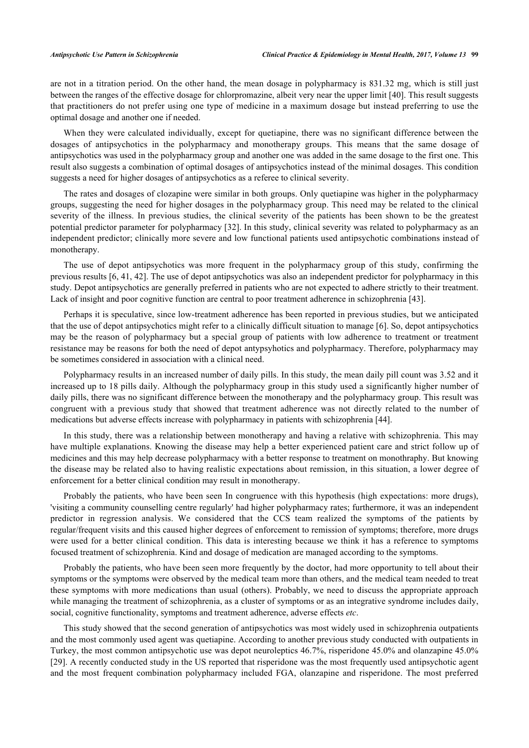are not in a titration period. On the other hand, the mean dosage in polypharmacy is 831.32 mg, which is still just between the ranges of the effective dosage for chlorpromazine, albeit very near the upper limit [40]. This result suggests that practitioners do not prefer using one type of medicine in a maximum dosage but instead preferring to use the optimal dosage and another one if needed.

When they were calculated individually, except for quetiapine, there was no significant difference between the dosages of antipsychotics in the polypharmacy and monotherapy groups. This means that the same dosage of antipsychotics was used in the polypharmacy group and another one was added in the same dosage to the first one. This result also suggests a combination of optimal dosages of antipsychotics instead of the minimal dosages. This condition suggests a need for higher dosages of antipsychotics as a referee to clinical severity.

The rates and dosages of clozapine were similar in both groups. Only quetiapine was higher in the polypharmacy groups, suggesting the need for higher dosages in the polypharmacy group. This need may be related to the clinical severity of the illness. In previous studies, the clinical severity of the patients has been shown to be the greatest potential predictor parameter for polypharmacy [32]. In this study, clinical severity was related to polypharmacy as an independent predictor; clinically more severe and low functional patients used antipsychotic combinations instead of monotherapy.

The use of depot antipsychotics was more frequent in the polypharmacy group of this study, confirming the previous results [6, 41, 42]. The use of depot antipsychotics was also an independent predictor for polypharmacy in this study. Depot antipsychotics are generally preferred in patients who are not expected to adhere strictly to their treatment. Lack of insight and poor cognitive function are central to poor treatment adherence in schizophrenia [43].

Perhaps it is speculative, since low-treatment adherence has been reported in previous studies, but we anticipated that the use of depot antipsychotics might refer to a clinically difficult situation to manage [6]. So, depot antipsychotics may be the reason of polypharmacy but a special group of patients with low adherence to treatment or treatment resistance may be reasons for both the need of depot antypsyhotics and polypharmacy. Therefore, polypharmacy may be sometimes considered in association with a clinical need.

Polypharmacy results in an increased number of daily pills. In this study, the mean daily pill count was 3.52 and it increased up to 18 pills daily. Although the polypharmacy group in this study used a significantly higher number of daily pills, there was no significant difference between the monotherapy and the polypharmacy group. This result was congruent with a previous study that showed that treatment adherence was not directly related to the number of medications but adverse effects increase with polypharmacy in patients with schizophrenia [44].

In this study, there was a relationship between monotherapy and having a relative with schizophrenia. This may have multiple explanations. Knowing the disease may help a better experienced patient care and strict follow up of medicines and this may help decrease polypharmacy with a better response to treatment on monothraphy. But knowing the disease may be related also to having realistic expectations about remission, in this situation, a lower degree of enforcement for a better clinical condition may result in monotherapy.

Probably the patients, who have been seen In congruence with this hypothesis (high expectations: more drugs), 'visiting a community counselling centre regularly' had higher polypharmacy rates; furthermore, it was an independent predictor in regression analysis. We considered that the CCS team realized the symptoms of the patients by regular/frequent visits and this caused higher degrees of enforcement to remission of symptoms; therefore, more drugs were used for a better clinical condition. This data is interesting because we think it has a reference to symptoms focused treatment of schizophrenia. Kind and dosage of medication are managed according to the symptoms.

Probably the patients, who have been seen more frequently by the doctor, had more opportunity to tell about their symptoms or the symptoms were observed by the medical team more than others, and the medical team needed to treat these symptoms with more medications than usual (others). Probably, we need to discuss the appropriate approach while managing the treatment of schizophrenia, as a cluster of symptoms or as an integrative syndrome includes daily, social, cognitive functionality, symptoms and treatment adherence, adverse effects *etc*.

This study showed that the second generation of antipsychotics was most widely used in schizophrenia outpatients and the most commonly used agent was quetiapine. According to another previous study conducted with outpatients in Turkey, the most common antipsychotic use was depot neuroleptics 46.7%, risperidone 45.0% and olanzapine 45.0% [29]. A recently conducted study in the US reported that risperidone was the most frequently used antipsychotic agent and the most frequent combination polypharmacy included FGA, olanzapine and risperidone. The most preferred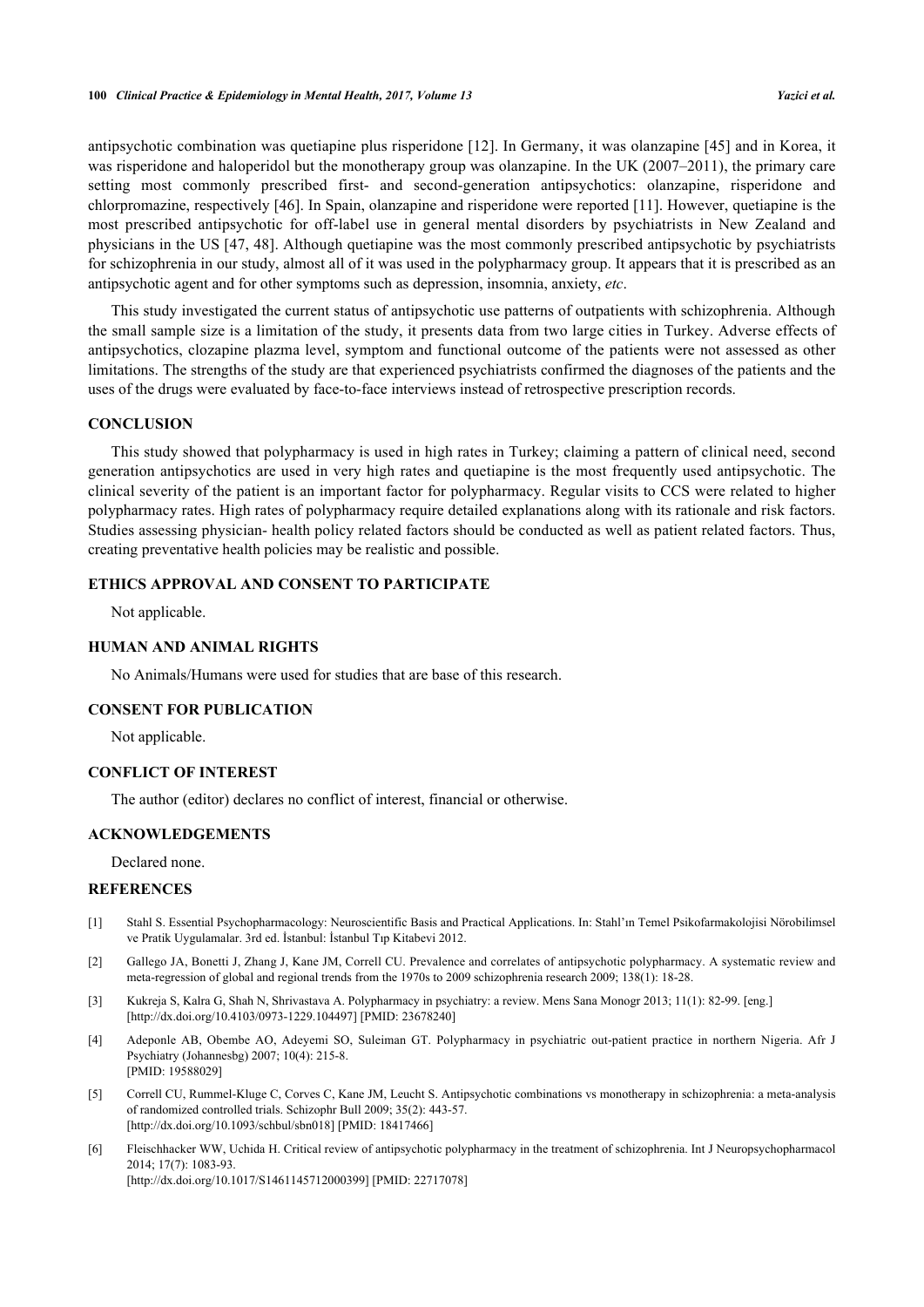antipsychotic combination was quetiapine plus risperidone [12]. In Germany, it was olanzapine [45] and in Korea, it was risperidone and haloperidol but the monotherapy group was olanzapine. In the UK (2007–2011), the primary care setting most commonly prescribed first- and second-generation antipsychotics: olanzapine, risperidone and chlorpromazine, respectively [46]. In Spain, olanzapine and risperidone were reported [11]. However, quetiapine is the most prescribed antipsychotic for off-label use in general mental disorders by psychiatrists in New Zealand and physicians in the US [47, 48]. Although quetiapine was the most commonly prescribed antipsychotic by psychiatrists for schizophrenia in our study, almost all of it was used in the polypharmacy group. It appears that it is prescribed as an antipsychotic agent and for other symptoms such as depression, insomnia, anxiety, *etc*.

This study investigated the current status of antipsychotic use patterns of outpatients with schizophrenia. Although the small sample size is a limitation of the study, it presents data from two large cities in Turkey. Adverse effects of antipsychotics, clozapine plazma level, symptom and functional outcome of the patients were not assessed as other limitations. The strengths of the study are that experienced psychiatrists confirmed the diagnoses of the patients and the uses of the drugs were evaluated by face-to-face interviews instead of retrospective prescription records.

## CONCLUSION

This study showed that polypharmacy is used in high rates in Turkey; claiming a pattern of clinical need, second generation antipsychotics are used in very high rates and quetiapine is the most frequently used antipsychotic. The clinical severity of the patient is an important factor for polypharmacy. Regular visits to CCS were related to higher polypharmacy rates. High rates of polypharmacy require detailed explanations along with its rationale and risk factors. Studies assessing physician- health policy related factors should be conducted as well as patient related factors. Thus, creating preventative health policies may be realistic and possible.

## ETHICS APPROVAL AND CONSENT TO PARTICIPATE

Not applicable.

## HUMAN AND ANIMAL RIGHTS

No Animals/Humans were used for studies that are base of this research.

## CONSENT FOR PUBLICATION

Not applicable.

## CONFLICT OF INTEREST

The author (editor) declares no conflict of interest, financial or otherwise.

## ACKNOWLEDGEMENTS

Declared none.

## REFERENCES

[1] Stahl S. Essential Psychopharmacology: Neuroscientific Basis and Practical Applications. In: Stahl'ın Temel Psikofarmakolojisi Nörobilimsel ve Pratik Uygulamalar. 3rd ed. İstanbul: İstanbul Tıp Kitabevi 2012.

[2] Gallego JA, Bonetti J, Zhang J, Kane JM, Correll CU. Prevalence and correlates of antipsychotic polypharmacy. A systematic review and meta-regression of global and regional trends from the 1970s to 2009 schizophrenia research 2009; 138(1): 18-28.

[3] Kukreja S, Kalra G, Shah N, Shrivastava A. Polypharmacy in psychiatry: a review. Mens Sana Monogr 2013; 11(1): 82-99. [eng.] [http://dx.doi.org/10.4103/0973-1229.104497] [PMID: 23678240]

[4] Adeponle AB, Obembe AO, Adeyemi SO, Suleiman GT. Polypharmacy in psychiatric out-patient practice in northern Nigeria. Afr J Psychiatry (Johannesbg) 2007; 10(4): 215-8. [PMID: 19588029]

[5] Correll CU, Rummel-Kluge C, Corves C, Kane JM, Leucht S. Antipsychotic combinations vs monotherapy in schizophrenia: a meta-analysis of randomized controlled trials. Schizophr Bull 2009; 35(2): 443-57. [http://dx.doi.org/10.1093/schbul/sbn018] [PMID: 18417466]

[6] Fleischhacker WW, Uchida H. Critical review of antipsychotic polypharmacy in the treatment of schizophrenia. Int J Neuropsychopharmacol 2014; 17(7): 1083-93. [http://dx.doi.org/10.1017/S1461145712000399] [PMID: 22717078]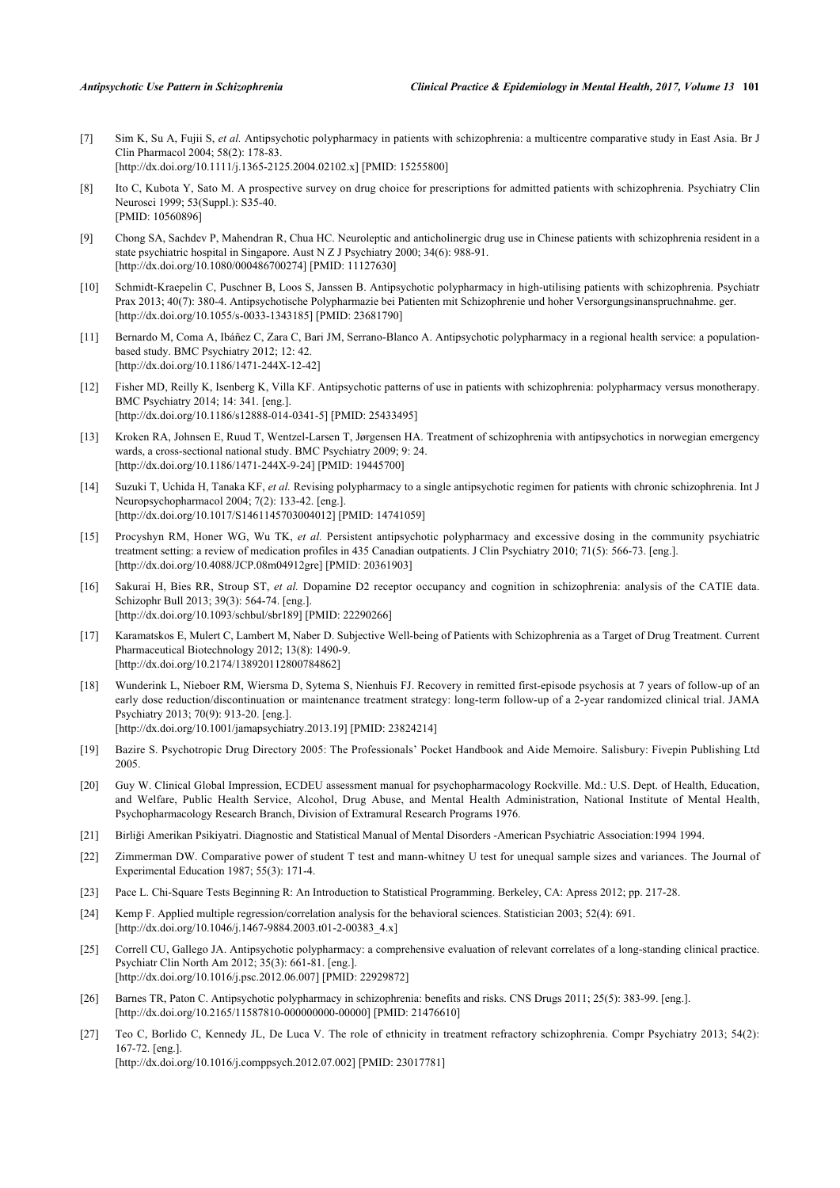[7] Sim K, Su A, Fujii S, *et al.* Antipsychotic polypharmacy in patients with schizophrenia: a multicentre comparative study in East Asia. Br J Clin Pharmacol 2004; 58(2): 178-83.
[http://dx.doi.org/10.1111/j.1365-2125.2004.02102.x] [PMID: 15255800]

[8] Ito C, Kubota Y, Sato M. A prospective survey on drug choice for prescriptions for admitted patients with schizophrenia. Psychiatry Clin Neurosci 1999; 53(Suppl.): S35-40.
[PMID: 10560896]

[9] Chong SA, Sachdev P, Mahendran R, Chua HC. Neuroleptic and anticholinergic drug use in Chinese patients with schizophrenia resident in a state psychiatric hospital in Singapore. Aust N Z J Psychiatry 2000; 34(6): 988-91.
[http://dx.doi.org/10.1080/000486700274] [PMID: 11127630]

[10] Schmidt-Kraepelin C, Puschner B, Loos S, Janssen B. Antipsychotic polypharmacy in high-utilising patients with schizophrenia. Psychiatr Prax 2013; 40(7): 380-4. Antipsychotische Polypharmazie bei Patienten mit Schizophrenie und hoher Versorgungsinanspruchnahme. ger.
[http://dx.doi.org/10.1055/s-0033-1343185] [PMID: 23681790]

[11] Bernardo M, Coma A, Ibáñez C, Zara C, Bari JM, Serrano-Blanco A. Antipsychotic polypharmacy in a regional health service: a population-based study. BMC Psychiatry 2012; 12: 42.
[http://dx.doi.org/10.1186/1471-244X-12-42]

[12] Fisher MD, Reilly K, Isenberg K, Villa KF. Antipsychotic patterns of use in patients with schizophrenia: polypharmacy versus monotherapy. BMC Psychiatry 2014; 14: 341. [eng.].
[http://dx.doi.org/10.1186/s12888-014-0341-5] [PMID: 25433495]

[13] Kroken RA, Johnsen E, Ruud T, Wentzel-Larsen T, Jørgensen HA. Treatment of schizophrenia with antipsychotics in norwegian emergency wards, a cross-sectional national study. BMC Psychiatry 2009; 9: 24.
[http://dx.doi.org/10.1186/1471-244X-9-24] [PMID: 19445700]

[14] Suzuki T, Uchida H, Tanaka KF, *et al.* Revising polypharmacy to a single antipsychotic regimen for patients with chronic schizophrenia. Int J Neuropsychopharmacol 2004; 7(2): 133-42. [eng.].
[http://dx.doi.org/10.1017/S1461145703004012] [PMID: 14741059]

[15] Procyshyn RM, Honer WG, Wu TK, *et al.* Persistent antipsychotic polypharmacy and excessive dosing in the community psychiatric treatment setting: a review of medication profiles in 435 Canadian outpatients. J Clin Psychiatry 2010; 71(5): 566-73. [eng.].
[http://dx.doi.org/10.4088/JCP.08m04912gre] [PMID: 20361903]

[16] Sakurai H, Bies RR, Stroup ST, *et al.* Dopamine D2 receptor occupancy and cognition in schizophrenia: analysis of the CATIE data. Schizophr Bull 2013; 39(3): 564-74. [eng.].
[http://dx.doi.org/10.1093/schbul/sbr189] [PMID: 22290266]

[17] Karamatskos E, Mulert C, Lambert M, Naber D. Subjective Well-being of Patients with Schizophrenia as a Target of Drug Treatment. Current Pharmaceutical Biotechnology 2012; 13(8): 1490-9.
[http://dx.doi.org/10.2174/138920112800784862]

[18] Wunderink L, Nieboer RM, Wiersma D, Sytema S, Nienhuis FJ. Recovery in remitted first-episode psychosis at 7 years of follow-up of an early dose reduction/discontinuation or maintenance treatment strategy: long-term follow-up of a 2-year randomized clinical trial. JAMA Psychiatry 2013; 70(9): 913-20. [eng.].
[http://dx.doi.org/10.1001/jamapsychiatry.2013.19] [PMID: 23824214]

[19] Bazire S. Psychotropic Drug Directory 2005: The Professionals' Pocket Handbook and Aide Memoire. Salisbury: Fivepin Publishing Ltd 2005.

[20] Guy W. Clinical Global Impression, ECDEU assessment manual for psychopharmacology Rockville. Md.: U.S. Dept. of Health, Education, and Welfare, Public Health Service, Alcohol, Drug Abuse, and Mental Health Administration, National Institute of Mental Health, Psychopharmacology Research Branch, Division of Extramural Research Programs 1976.

[21] Birliği Amerikan Psikiyatri. Diagnostic and Statistical Manual of Mental Disorders -American Psychiatric Association:1994 1994.

[22] Zimmerman DW. Comparative power of student T test and mann-whitney U test for unequal sample sizes and variances. The Journal of Experimental Education 1987; 55(3): 171-4.

[23] Pace L. Chi-Square Tests Beginning R: An Introduction to Statistical Programming. Berkeley, CA: Apress 2012; pp. 217-28.

[24] Kemp F. Applied multiple regression/correlation analysis for the behavioral sciences. Statistician 2003; 52(4): 691.
[http://dx.doi.org/10.1046/j.1467-9884.2003.t01-2-00383_4.x]

[25] Correll CU, Gallego JA. Antipsychotic polypharmacy: a comprehensive evaluation of relevant correlates of a long-standing clinical practice. Psychiatr Clin North Am 2012; 35(3): 661-81. [eng.].
[http://dx.doi.org/10.1016/j.psc.2012.06.007] [PMID: 22929872]

[26] Barnes TR, Paton C. Antipsychotic polypharmacy in schizophrenia: benefits and risks. CNS Drugs 2011; 25(5): 383-99. [eng.].
[http://dx.doi.org/10.2165/11587810-000000000-00000] [PMID: 21476610]

[27] Teo C, Borlido C, Kennedy JL, De Luca V. The role of ethnicity in treatment refractory schizophrenia. Compr Psychiatry 2013; 54(2): 167-72. [eng.].
[http://dx.doi.org/10.1016/j.comppsych.2012.07.002] [PMID: 23017781]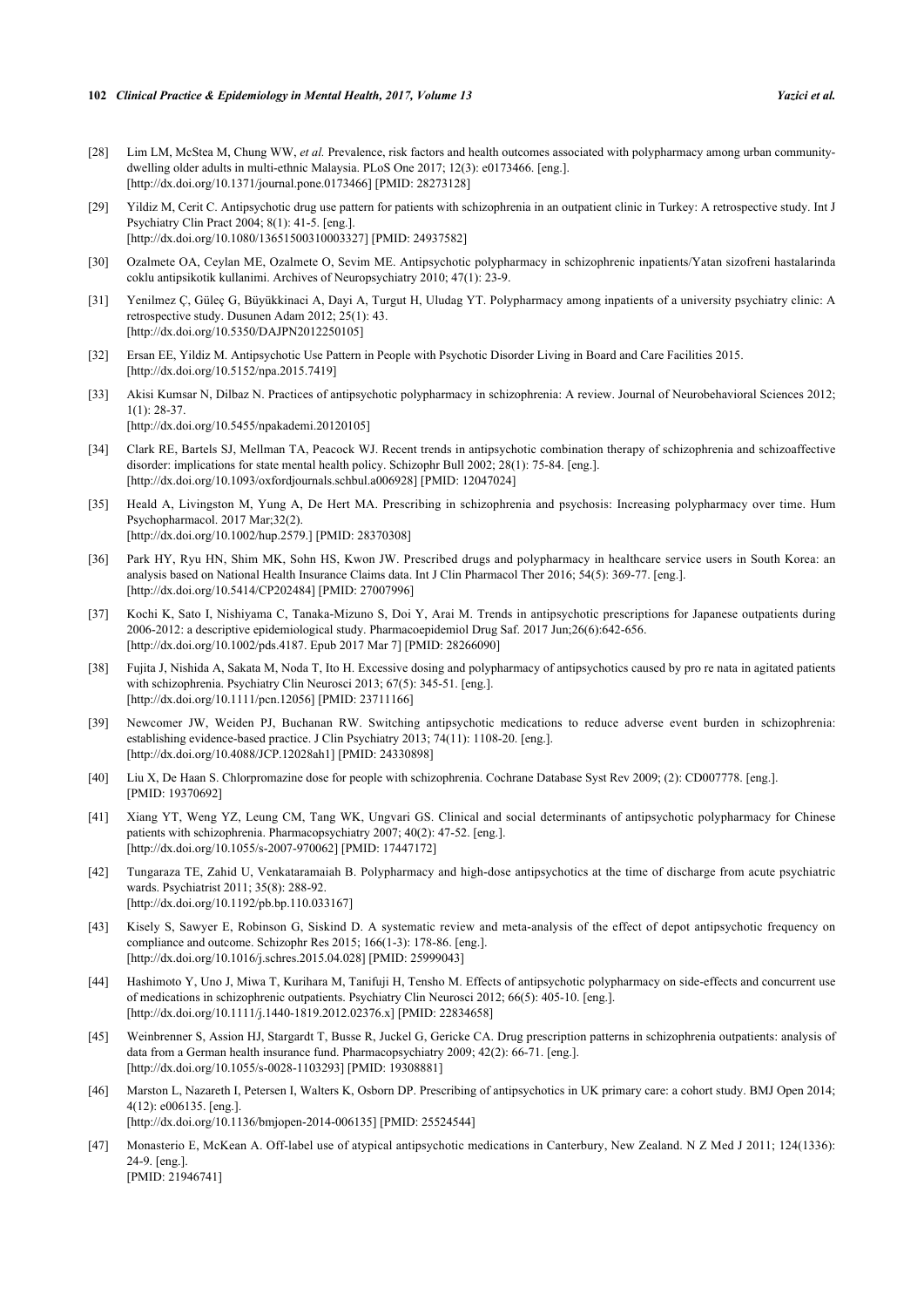[28] Lim LM, McStea M, Chung WW, *et al.* Prevalence, risk factors and health outcomes associated with polypharmacy among urban community-dwelling older adults in multi-ethnic Malaysia. PLoS One 2017; 12(3): e0173466. [eng.]. [http://dx.doi.org/10.1371/journal.pone.0173466] [PMID: 28273128]

[29] Yildiz M, Cerit C. Antipsychotic drug use pattern for patients with schizophrenia in an outpatient clinic in Turkey: A retrospective study. Int J Psychiatry Clin Pract 2004; 8(1): 41-5. [eng.]. [http://dx.doi.org/10.1080/13651500310003327] [PMID: 24937582]

[30] Ozalmete OA, Ceylan ME, Ozalmete O, Sevim ME. Antipsychotic polypharmacy in schizophrenic inpatients/Yatan sizofreni hastalarinda coklu antipsikotik kullanimi. Archives of Neuropsychiatry 2010; 47(1): 23-9.

[31] Yenilmez Ç, Güleç G, Büyükkinaci A, Dayi A, Turgut H, Uludag YT. Polypharmacy among inpatients of a university psychiatry clinic: A retrospective study. Dusunen Adam 2012; 25(1): 43. [http://dx.doi.org/10.5350/DAJPN2012250105]

[32] Ersan EE, Yildiz M. Antipsychotic Use Pattern in People with Psychotic Disorder Living in Board and Care Facilities 2015. [http://dx.doi.org/10.5152/npa.2015.7419]

[33] Akisi Kumsar N, Dilbaz N. Practices of antipsychotic polypharmacy in schizophrenia: A review. Journal of Neurobehavioral Sciences 2012; 1(1): 28-37. [http://dx.doi.org/10.5455/npakademi.20120105]

[34] Clark RE, Bartels SJ, Mellman TA, Peacock WJ. Recent trends in antipsychotic combination therapy of schizophrenia and schizoaffective disorder: implications for state mental health policy. Schizophr Bull 2002; 28(1): 75-84. [eng.]. [http://dx.doi.org/10.1093/oxfordjournals.schbul.a006928] [PMID: 12047024]

[35] Heald A, Livingston M, Yung A, De Hert MA. Prescribing in schizophrenia and psychosis: Increasing polypharmacy over time. Hum Psychopharmacol. 2017 Mar;32(2). [http://dx.doi.org/10.1002/hup.2579.] [PMID: 28370308]

[36] Park HY, Ryu HN, Shim MK, Sohn HS, Kwon JW. Prescribed drugs and polypharmacy in healthcare service users in South Korea: an analysis based on National Health Insurance Claims data. Int J Clin Pharmacol Ther 2016; 54(5): 369-77. [eng.]. [http://dx.doi.org/10.5414/CP202484] [PMID: 27007996]

[37] Kochi K, Sato I, Nishiyama C, Tanaka-Mizuno S, Doi Y, Arai M. Trends in antipsychotic prescriptions for Japanese outpatients during 2006-2012: a descriptive epidemiological study. Pharmacoepidemiol Drug Saf. 2017 Jun;26(6):642-656. [http://dx.doi.org/10.1002/pds.4187. Epub 2017 Mar 7] [PMID: 28266090]

[38] Fujita J, Nishida A, Sakata M, Noda T, Ito H. Excessive dosing and polypharmacy of antipsychotics caused by pro re nata in agitated patients with schizophrenia. Psychiatry Clin Neurosci 2013; 67(5): 345-51. [eng.]. [http://dx.doi.org/10.1111/pcn.12056] [PMID: 23711166]

[39] Newcomer JW, Weiden PJ, Buchanan RW. Switching antipsychotic medications to reduce adverse event burden in schizophrenia: establishing evidence-based practice. J Clin Psychiatry 2013; 74(11): 1108-20. [eng.]. [http://dx.doi.org/10.4088/JCP.12028ah1] [PMID: 24330898]

[40] Liu X, De Haan S. Chlorpromazine dose for people with schizophrenia. Cochrane Database Syst Rev 2009; (2): CD007778. [eng.]. [PMID: 19370692]

[41] Xiang YT, Weng YZ, Leung CM, Tang WK, Ungvari GS. Clinical and social determinants of antipsychotic polypharmacy for Chinese patients with schizophrenia. Pharmacopsychiatry 2007; 40(2): 47-52. [eng.]. [http://dx.doi.org/10.1055/s-2007-970062] [PMID: 17447172]

[42] Tungaraza TE, Zahid U, Venkataramaiah B. Polypharmacy and high-dose antipsychotics at the time of discharge from acute psychiatric wards. Psychiatrist 2011; 35(8): 288-92. [http://dx.doi.org/10.1192/pb.bp.110.033167]

[43] Kisely S, Sawyer E, Robinson G, Siskind D. A systematic review and meta-analysis of the effect of depot antipsychotic frequency on compliance and outcome. Schizophr Res 2015; 166(1-3): 178-86. [eng.]. [http://dx.doi.org/10.1016/j.schres.2015.04.028] [PMID: 25999043]

[44] Hashimoto Y, Uno J, Miwa T, Kurihara M, Tanifuji H, Tensho M. Effects of antipsychotic polypharmacy on side-effects and concurrent use of medications in schizophrenic outpatients. Psychiatry Clin Neurosci 2012; 66(5): 405-10. [eng.]. [http://dx.doi.org/10.1111/j.1440-1819.2012.02376.x] [PMID: 22834658]

[45] Weinbrenner S, Assion HJ, Stargardt T, Busse R, Juckel G, Gericke CA. Drug prescription patterns in schizophrenia outpatients: analysis of data from a German health insurance fund. Pharmacopsychiatry 2009; 42(2): 66-71. [eng.]. [http://dx.doi.org/10.1055/s-0028-1103293] [PMID: 19308881]

[46] Marston L, Nazareth I, Petersen I, Walters K, Osborn DP. Prescribing of antipsychotics in UK primary care: a cohort study. BMJ Open 2014; 4(12): e006135. [eng.]. [http://dx.doi.org/10.1136/bmjopen-2014-006135] [PMID: 25524544]

[47] Monasterio E, McKean A. Off-label use of atypical antipsychotic medications in Canterbury, New Zealand. N Z Med J 2011; 124(1336): 24-9. [eng.]. [PMID: 21946741]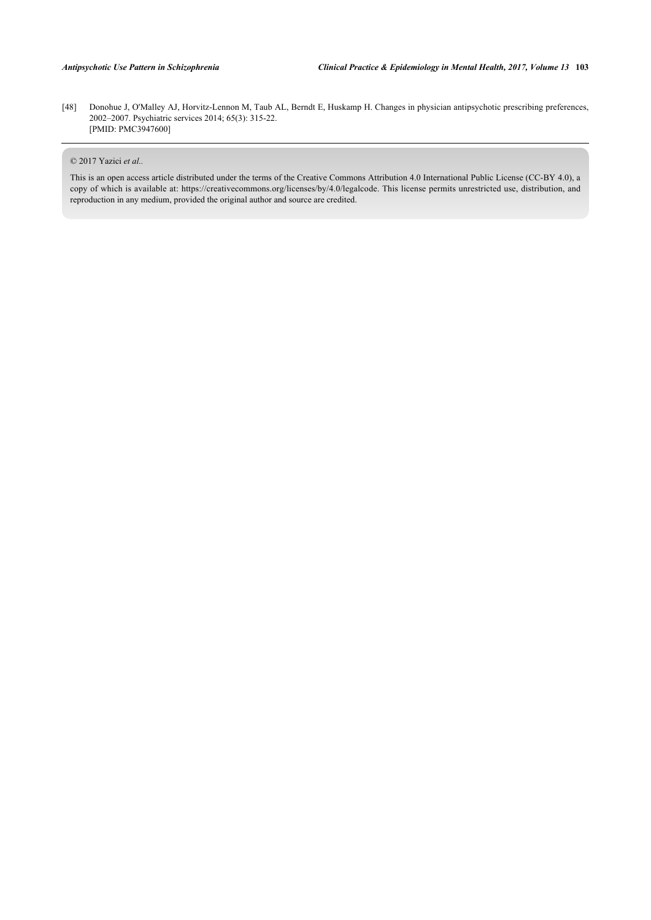[48] Donohue J, O'Malley AJ, Horvitz-Lennon M, Taub AL, Berndt E, Huskamp H. Changes in physician antipsychotic prescribing preferences, 2002–2007. Psychiatric services 2014; 65(3): 315-22.
[PMID: PMC3947600]

---

© 2017 Yazici *et al.*.

This is an open access article distributed under the terms of the Creative Commons Attribution 4.0 International Public License (CC-BY 4.0), a copy of which is available at: https://creativecommons.org/licenses/by/4.0/legalcode. This license permits unrestricted use, distribution, and reproduction in any medium, provided the original author and source are credited.